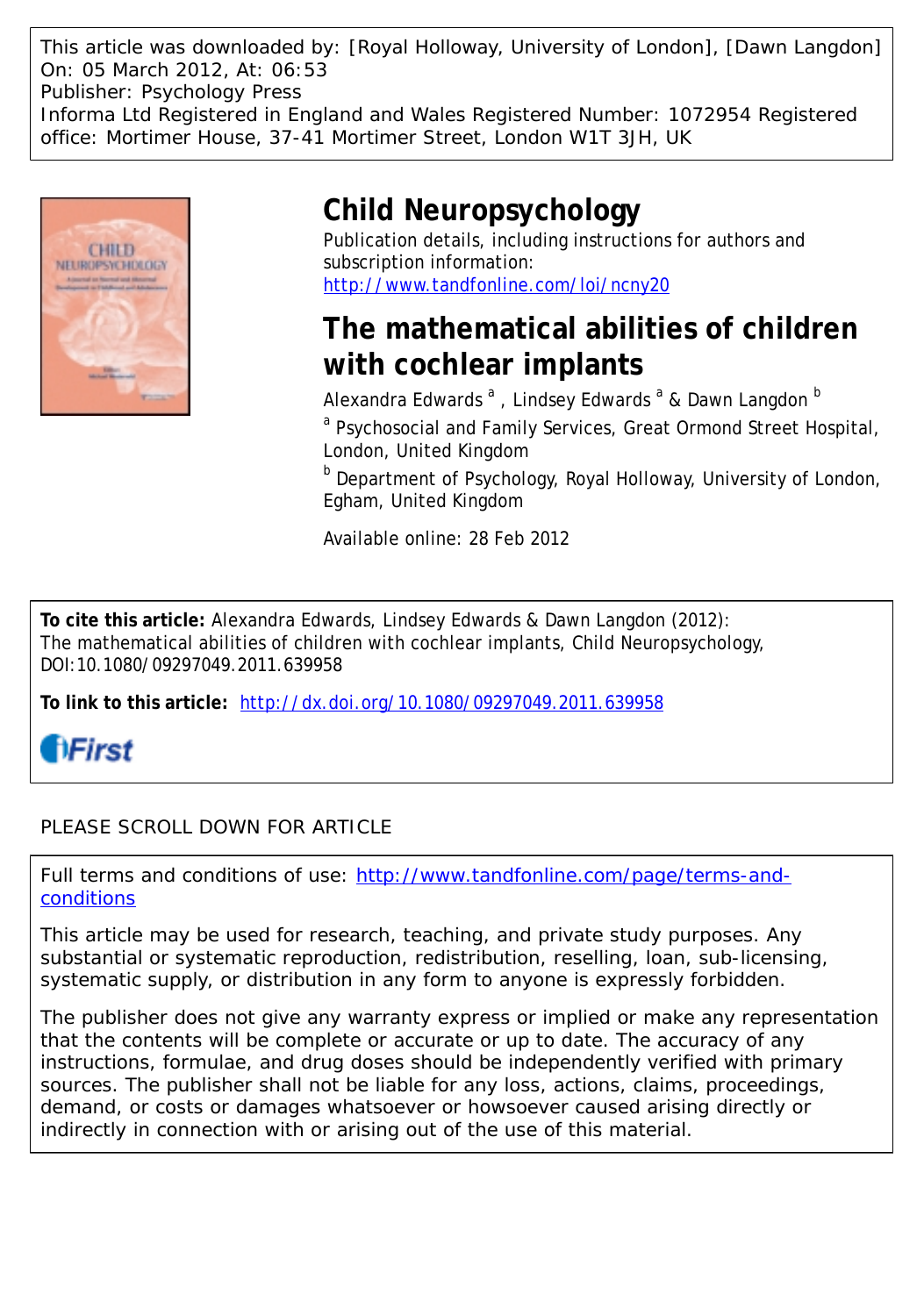This article was downloaded by: [Royal Holloway, University of London], [Dawn Langdon]
On: 05 March 2012, At: 06:53
Publisher: Psychology Press
Informa Ltd Registered in England and Wales Registered Number: 1072954 Registered office: Mortimer House, 37-41 Mortimer Street, London W1T 3JH, UK

# Child Neuropsychology

Publication details, including instructions for authors and subscription information:
http://www.tandfonline.com/loi/ncny20

# The mathematical abilities of children with cochlear implants

Alexandra Edwards [a], Lindsey Edwards [a] & Dawn Langdon [b]

[a] Psychosocial and Family Services, Great Ormond Street Hospital, London, United Kingdom

[b] Department of Psychology, Royal Holloway, University of London, Egham, United Kingdom

Available online: 28 Feb 2012

**To cite this article:** Alexandra Edwards, Lindsey Edwards & Dawn Langdon (2012): The mathematical abilities of children with cochlear implants, Child Neuropsychology, DOI:10.1080/09297049.2011.639958

**To link to this article:** http://dx.doi.org/10.1080/09297049.2011.639958

iFirst

PLEASE SCROLL DOWN FOR ARTICLE

Full terms and conditions of use: http://www.tandfonline.com/page/terms-and-conditions

This article may be used for research, teaching, and private study purposes. Any substantial or systematic reproduction, redistribution, reselling, loan, sub-licensing, systematic supply, or distribution in any form to anyone is expressly forbidden.

The publisher does not give any warranty express or implied or make any representation that the contents will be complete or accurate or up to date. The accuracy of any instructions, formulae, and drug doses should be independently verified with primary sources. The publisher shall not be liable for any loss, actions, claims, proceedings, demand, or costs or damages whatsoever or howsoever caused arising directly or indirectly in connection with or arising out of the use of this material.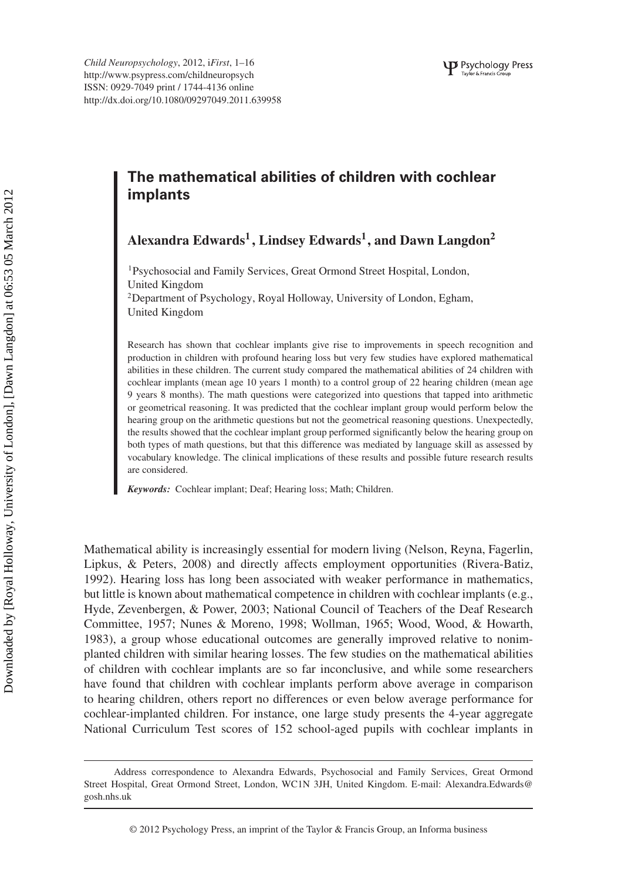# The mathematical abilities of children with cochlear implants

**Alexandra Edwards[1], Lindsey Edwards[1], and Dawn Langdon[2]**

[1]Psychosocial and Family Services, Great Ormond Street Hospital, London, United Kingdom
[2]Department of Psychology, Royal Holloway, University of London, Egham, United Kingdom

Research has shown that cochlear implants give rise to improvements in speech recognition and production in children with profound hearing loss but very few studies have explored mathematical abilities in these children. The current study compared the mathematical abilities of 24 children with cochlear implants (mean age 10 years 1 month) to a control group of 22 hearing children (mean age 9 years 8 months). The math questions were categorized into questions that tapped into arithmetic or geometrical reasoning. It was predicted that the cochlear implant group would perform below the hearing group on the arithmetic questions but not the geometrical reasoning questions. Unexpectedly, the results showed that the cochlear implant group performed significantly below the hearing group on both types of math questions, but that this difference was mediated by language skill as assessed by vocabulary knowledge. The clinical implications of these results and possible future research results are considered.

*Keywords:* Cochlear implant; Deaf; Hearing loss; Math; Children.

Mathematical ability is increasingly essential for modern living (Nelson, Reyna, Fagerlin, Lipkus, & Peters, 2008) and directly affects employment opportunities (Rivera-Batiz, 1992). Hearing loss has long been associated with weaker performance in mathematics, but little is known about mathematical competence in children with cochlear implants (e.g., Hyde, Zevenbergen, & Power, 2003; National Council of Teachers of the Deaf Research Committee, 1957; Nunes & Moreno, 1998; Wollman, 1965; Wood, Wood, & Howarth, 1983), a group whose educational outcomes are generally improved relative to nonimplanted children with similar hearing losses. The few studies on the mathematical abilities of children with cochlear implants are so far inconclusive, and while some researchers have found that children with cochlear implants perform above average in comparison to hearing children, others report no differences or even below average performance for cochlear-implanted children. For instance, one large study presents the 4-year aggregate National Curriculum Test scores of 152 school-aged pupils with cochlear implants in

Address correspondence to Alexandra Edwards, Psychosocial and Family Services, Great Ormond Street Hospital, Great Ormond Street, London, WC1N 3JH, United Kingdom. E-mail: Alexandra.Edwards@gosh.nhs.uk

© 2012 Psychology Press, an imprint of the Taylor & Francis Group, an Informa business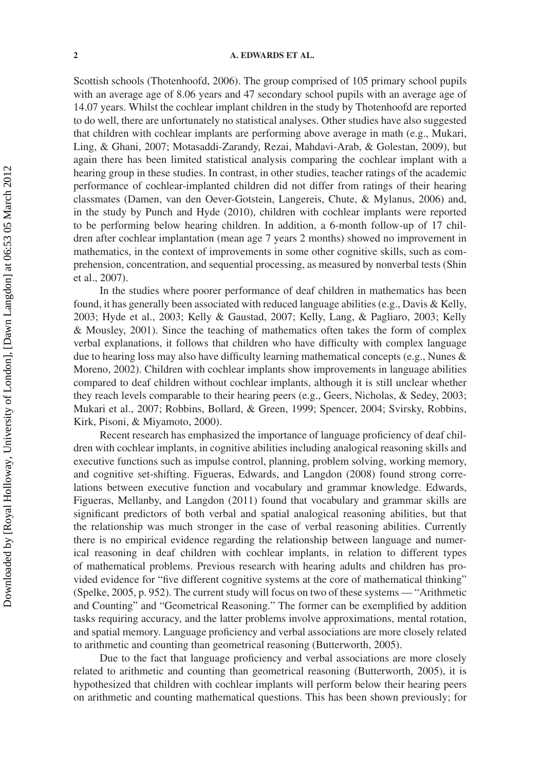Scottish schools (Thotenhoofd, 2006). The group comprised of 105 primary school pupils with an average age of 8.06 years and 47 secondary school pupils with an average age of 14.07 years. Whilst the cochlear implant children in the study by Thotenhoofd are reported to do well, there are unfortunately no statistical analyses. Other studies have also suggested that children with cochlear implants are performing above average in math (e.g., Mukari, Ling, & Ghani, 2007; Motasaddi-Zarandy, Rezai, Mahdavi-Arab, & Golestan, 2009), but again there has been limited statistical analysis comparing the cochlear implant with a hearing group in these studies. In contrast, in other studies, teacher ratings of the academic performance of cochlear-implanted children did not differ from ratings of their hearing classmates (Damen, van den Oever-Gotstein, Langereis, Chute, & Mylanus, 2006) and, in the study by Punch and Hyde (2010), children with cochlear implants were reported to be performing below hearing children. In addition, a 6-month follow-up of 17 children after cochlear implantation (mean age 7 years 2 months) showed no improvement in mathematics, in the context of improvements in some other cognitive skills, such as comprehension, concentration, and sequential processing, as measured by nonverbal tests (Shin et al., 2007).

In the studies where poorer performance of deaf children in mathematics has been found, it has generally been associated with reduced language abilities (e.g., Davis & Kelly, 2003; Hyde et al., 2003; Kelly & Gaustad, 2007; Kelly, Lang, & Pagliaro, 2003; Kelly & Mousley, 2001). Since the teaching of mathematics often takes the form of complex verbal explanations, it follows that children who have difficulty with complex language due to hearing loss may also have difficulty learning mathematical concepts (e.g., Nunes & Moreno, 2002). Children with cochlear implants show improvements in language abilities compared to deaf children without cochlear implants, although it is still unclear whether they reach levels comparable to their hearing peers (e.g., Geers, Nicholas, & Sedey, 2003; Mukari et al., 2007; Robbins, Bollard, & Green, 1999; Spencer, 2004; Svirsky, Robbins, Kirk, Pisoni, & Miyamoto, 2000).

Recent research has emphasized the importance of language proficiency of deaf children with cochlear implants, in cognitive abilities including analogical reasoning skills and executive functions such as impulse control, planning, problem solving, working memory, and cognitive set-shifting. Figueras, Edwards, and Langdon (2008) found strong correlations between executive function and vocabulary and grammar knowledge. Edwards, Figueras, Mellanby, and Langdon (2011) found that vocabulary and grammar skills are significant predictors of both verbal and spatial analogical reasoning abilities, but that the relationship was much stronger in the case of verbal reasoning abilities. Currently there is no empirical evidence regarding the relationship between language and numerical reasoning in deaf children with cochlear implants, in relation to different types of mathematical problems. Previous research with hearing adults and children has provided evidence for "five different cognitive systems at the core of mathematical thinking" (Spelke, 2005, p. 952). The current study will focus on two of these systems — "Arithmetic and Counting" and "Geometrical Reasoning." The former can be exemplified by addition tasks requiring accuracy, and the latter problems involve approximations, mental rotation, and spatial memory. Language proficiency and verbal associations are more closely related to arithmetic and counting than geometrical reasoning (Butterworth, 2005).

Due to the fact that language proficiency and verbal associations are more closely related to arithmetic and counting than geometrical reasoning (Butterworth, 2005), it is hypothesized that children with cochlear implants will perform below their hearing peers on arithmetic and counting mathematical questions. This has been shown previously; for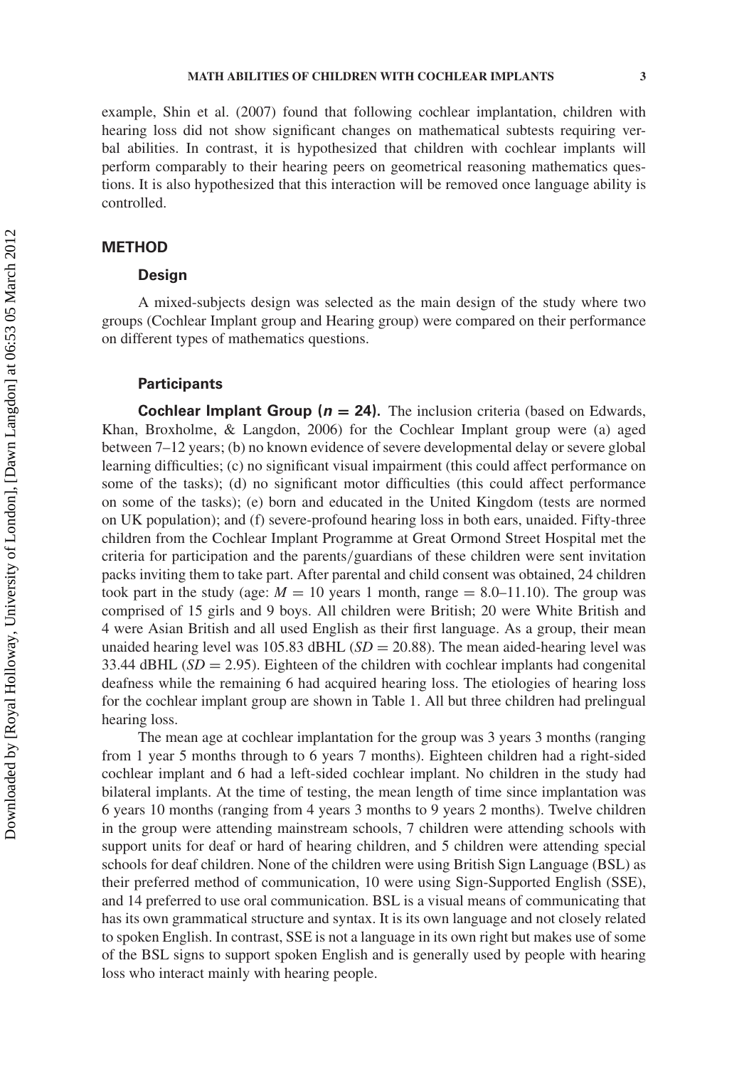example, Shin et al. (2007) found that following cochlear implantation, children with hearing loss did not show significant changes on mathematical subtests requiring verbal abilities. In contrast, it is hypothesized that children with cochlear implants will perform comparably to their hearing peers on geometrical reasoning mathematics questions. It is also hypothesized that this interaction will be removed once language ability is controlled.

## METHOD

### Design

A mixed-subjects design was selected as the main design of the study where two groups (Cochlear Implant group and Hearing group) were compared on their performance on different types of mathematics questions.

### Participants

**Cochlear Implant Group ($n = 24$).** The inclusion criteria (based on Edwards, Khan, Broxholme, & Langdon, 2006) for the Cochlear Implant group were (a) aged between 7–12 years; (b) no known evidence of severe developmental delay or severe global learning difficulties; (c) no significant visual impairment (this could affect performance on some of the tasks); (d) no significant motor difficulties (this could affect performance on some of the tasks); (e) born and educated in the United Kingdom (tests are normed on UK population); and (f) severe-profound hearing loss in both ears, unaided. Fifty-three children from the Cochlear Implant Programme at Great Ormond Street Hospital met the criteria for participation and the parents/guardians of these children were sent invitation packs inviting them to take part. After parental and child consent was obtained, 24 children took part in the study (age: $M = 10$ years 1 month, range = 8.0–11.10). The group was comprised of 15 girls and 9 boys. All children were British; 20 were White British and 4 were Asian British and all used English as their first language. As a group, their mean unaided hearing level was 105.83 dBHL ($SD = 20.88$). The mean aided-hearing level was 33.44 dBHL ($SD = 2.95$). Eighteen of the children with cochlear implants had congenital deafness while the remaining 6 had acquired hearing loss. The etiologies of hearing loss for the cochlear implant group are shown in Table 1. All but three children had prelingual hearing loss.

The mean age at cochlear implantation for the group was 3 years 3 months (ranging from 1 year 5 months through to 6 years 7 months). Eighteen children had a right-sided cochlear implant and 6 had a left-sided cochlear implant. No children in the study had bilateral implants. At the time of testing, the mean length of time since implantation was 6 years 10 months (ranging from 4 years 3 months to 9 years 2 months). Twelve children in the group were attending mainstream schools, 7 children were attending schools with support units for deaf or hard of hearing children, and 5 children were attending special schools for deaf children. None of the children were using British Sign Language (BSL) as their preferred method of communication, 10 were using Sign-Supported English (SSE), and 14 preferred to use oral communication. BSL is a visual means of communicating that has its own grammatical structure and syntax. It is its own language and not closely related to spoken English. In contrast, SSE is not a language in its own right but makes use of some of the BSL signs to support spoken English and is generally used by people with hearing loss who interact mainly with hearing people.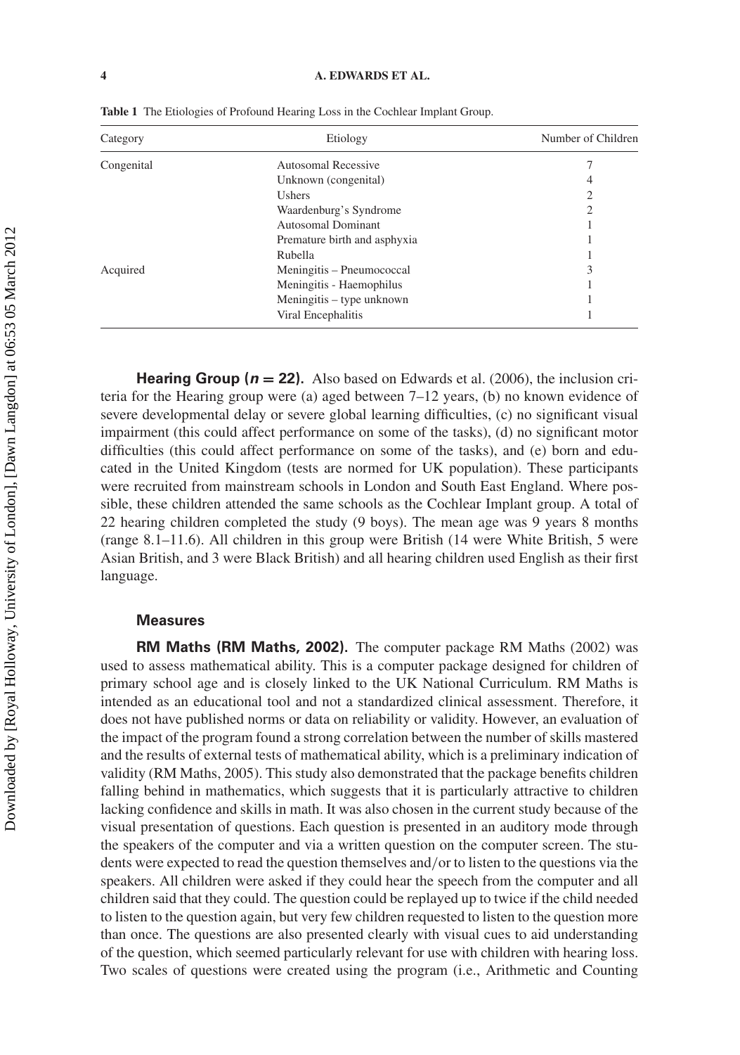**Table 1** The Etiologies of Profound Hearing Loss in the Cochlear Implant Group.

| Category | Etiology | Number of Children |
|---|---|---|
| Congenital | Autosomal Recessive | 7 |
| | Unknown (congenital) | 4 |
| | Ushers | 2 |
| | Waardenburg's Syndrome | 2 |
| | Autosomal Dominant | 1 |
| | Premature birth and asphyxia | 1 |
| | Rubella | 1 |
| Acquired | Meningitis – Pneumococcal | 3 |
| | Meningitis - Haemophilus | 1 |
| | Meningitis – type unknown | 1 |
| | Viral Encephalitis | 1 |

**Hearing Group (*n* = 22).** Also based on Edwards et al. (2006), the inclusion criteria for the Hearing group were (a) aged between 7–12 years, (b) no known evidence of severe developmental delay or severe global learning difficulties, (c) no significant visual impairment (this could affect performance on some of the tasks), (d) no significant motor difficulties (this could affect performance on some of the tasks), and (e) born and educated in the United Kingdom (tests are normed for UK population). These participants were recruited from mainstream schools in London and South East England. Where possible, these children attended the same schools as the Cochlear Implant group. A total of 22 hearing children completed the study (9 boys). The mean age was 9 years 8 months (range 8.1–11.6). All children in this group were British (14 were White British, 5 were Asian British, and 3 were Black British) and all hearing children used English as their first language.

### Measures

**RM Maths (RM Maths, 2002).** The computer package RM Maths (2002) was used to assess mathematical ability. This is a computer package designed for children of primary school age and is closely linked to the UK National Curriculum. RM Maths is intended as an educational tool and not a standardized clinical assessment. Therefore, it does not have published norms or data on reliability or validity. However, an evaluation of the impact of the program found a strong correlation between the number of skills mastered and the results of external tests of mathematical ability, which is a preliminary indication of validity (RM Maths, 2005). This study also demonstrated that the package benefits children falling behind in mathematics, which suggests that it is particularly attractive to children lacking confidence and skills in math. It was also chosen in the current study because of the visual presentation of questions. Each question is presented in an auditory mode through the speakers of the computer and via a written question on the computer screen. The students were expected to read the question themselves and/or to listen to the questions via the speakers. All children were asked if they could hear the speech from the computer and all children said that they could. The question could be replayed up to twice if the child needed to listen to the question again, but very few children requested to listen to the question more than once. The questions are also presented clearly with visual cues to aid understanding of the question, which seemed particularly relevant for use with children with hearing loss. Two scales of questions were created using the program (i.e., Arithmetic and Counting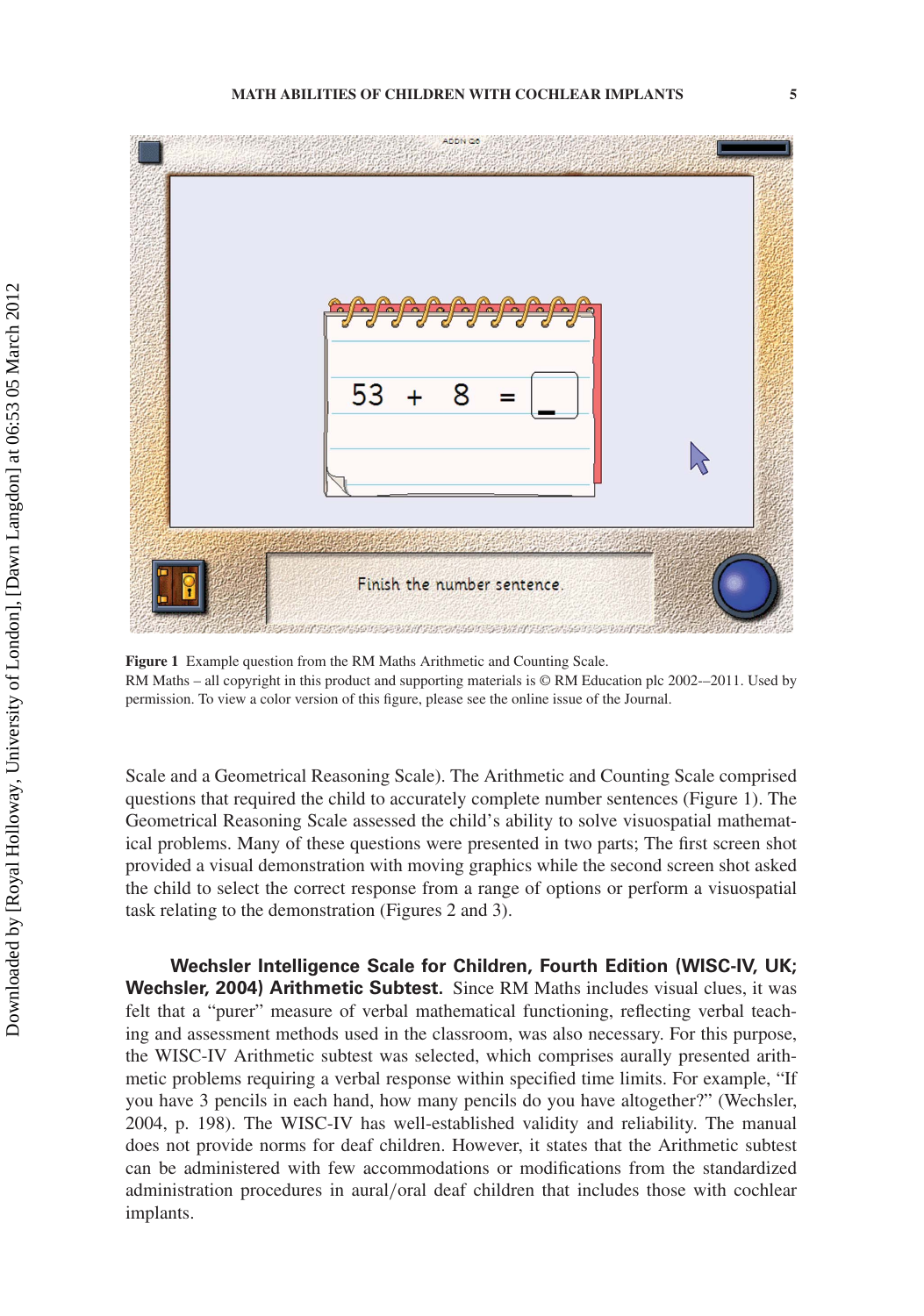**Figure 1** Example question from the RM Maths Arithmetic and Counting Scale.
RM Maths – all copyright in this product and supporting materials is © RM Education plc 2002-–2011. Used by permission. To view a color version of this figure, please see the online issue of the Journal.

Scale and a Geometrical Reasoning Scale). The Arithmetic and Counting Scale comprised questions that required the child to accurately complete number sentences (Figure 1). The Geometrical Reasoning Scale assessed the child's ability to solve visuospatial mathematical problems. Many of these questions were presented in two parts; The first screen shot provided a visual demonstration with moving graphics while the second screen shot asked the child to select the correct response from a range of options or perform a visuospatial task relating to the demonstration (Figures 2 and 3).

**Wechsler Intelligence Scale for Children, Fourth Edition (WISC-IV, UK; Wechsler, 2004) Arithmetic Subtest.** Since RM Maths includes visual clues, it was felt that a "purer" measure of verbal mathematical functioning, reflecting verbal teaching and assessment methods used in the classroom, was also necessary. For this purpose, the WISC-IV Arithmetic subtest was selected, which comprises aurally presented arithmetic problems requiring a verbal response within specified time limits. For example, "If you have 3 pencils in each hand, how many pencils do you have altogether?" (Wechsler, 2004, p. 198). The WISC-IV has well-established validity and reliability. The manual does not provide norms for deaf children. However, it states that the Arithmetic subtest can be administered with few accommodations or modifications from the standardized administration procedures in aural/oral deaf children that includes those with cochlear implants.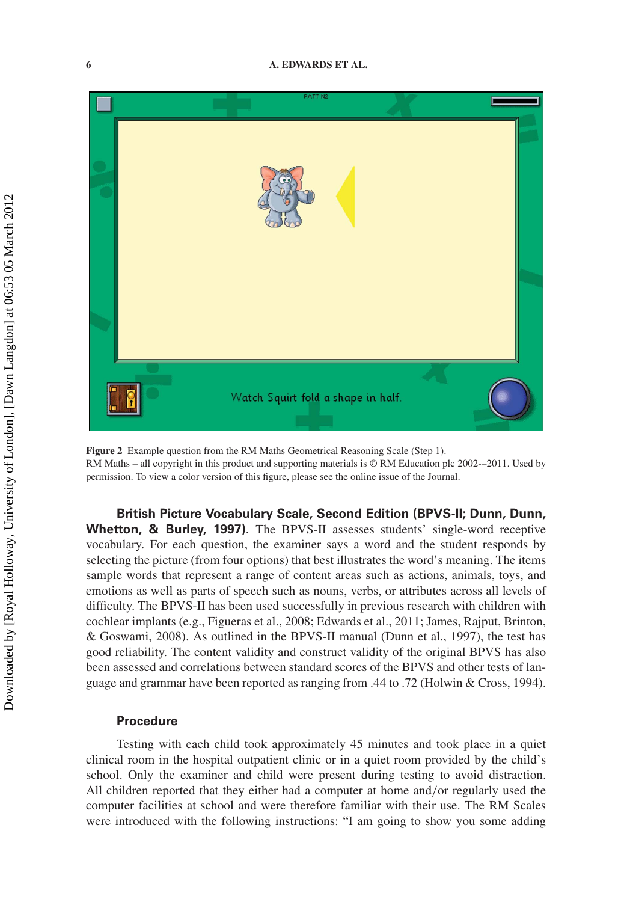**Figure 2** Example question from the RM Maths Geometrical Reasoning Scale (Step 1). RM Maths – all copyright in this product and supporting materials is © RM Education plc 2002-–2011. Used by permission. To view a color version of this figure, please see the online issue of the Journal.

**British Picture Vocabulary Scale, Second Edition (BPVS-II; Dunn, Dunn, Whetton, & Burley, 1997).** The BPVS-II assesses students' single-word receptive vocabulary. For each question, the examiner says a word and the student responds by selecting the picture (from four options) that best illustrates the word's meaning. The items sample words that represent a range of content areas such as actions, animals, toys, and emotions as well as parts of speech such as nouns, verbs, or attributes across all levels of difficulty. The BPVS-II has been used successfully in previous research with children with cochlear implants (e.g., Figueras et al., 2008; Edwards et al., 2011; James, Rajput, Brinton, & Goswami, 2008). As outlined in the BPVS-II manual (Dunn et al., 1997), the test has good reliability. The content validity and construct validity of the original BPVS has also been assessed and correlations between standard scores of the BPVS and other tests of language and grammar have been reported as ranging from .44 to .72 (Holwin & Cross, 1994).

### Procedure

Testing with each child took approximately 45 minutes and took place in a quiet clinical room in the hospital outpatient clinic or in a quiet room provided by the child's school. Only the examiner and child were present during testing to avoid distraction. All children reported that they either had a computer at home and/or regularly used the computer facilities at school and were therefore familiar with their use. The RM Scales were introduced with the following instructions: "I am going to show you some adding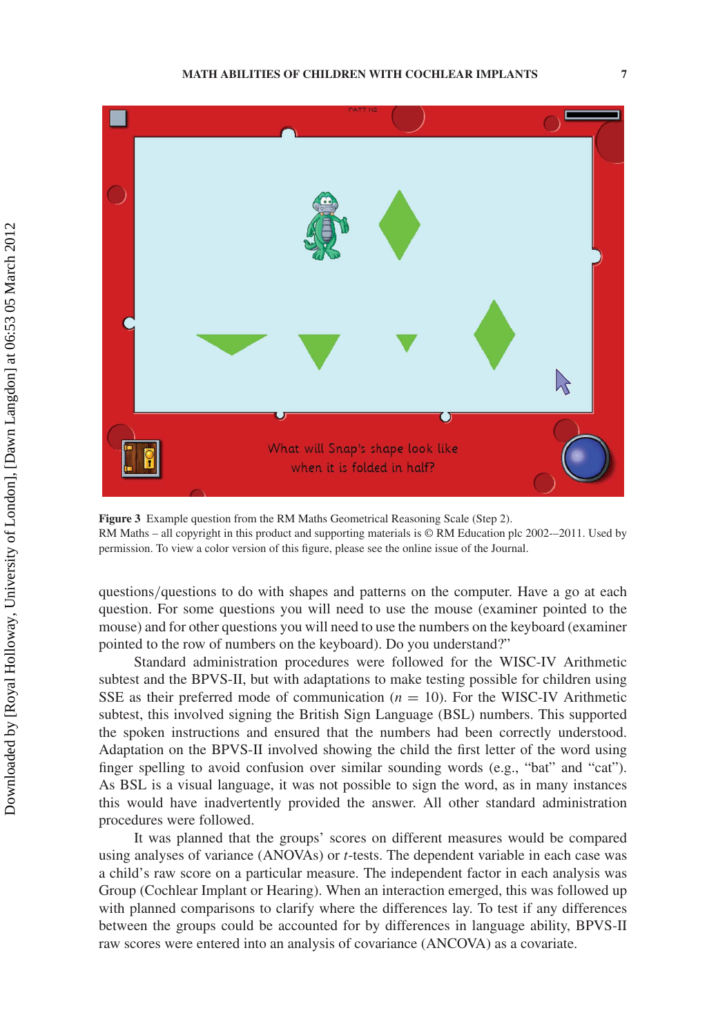**Figure 3** Example question from the RM Maths Geometrical Reasoning Scale (Step 2).
RM Maths – all copyright in this product and supporting materials is © RM Education plc 2002-–2011. Used by permission. To view a color version of this figure, please see the online issue of the Journal.

questions/questions to do with shapes and patterns on the computer. Have a go at each question. For some questions you will need to use the mouse (examiner pointed to the mouse) and for other questions you will need to use the numbers on the keyboard (examiner pointed to the row of numbers on the keyboard). Do you understand?"

Standard administration procedures were followed for the WISC-IV Arithmetic subtest and the BPVS-II, but with adaptations to make testing possible for children using SSE as their preferred mode of communication ($n = 10$). For the WISC-IV Arithmetic subtest, this involved signing the British Sign Language (BSL) numbers. This supported the spoken instructions and ensured that the numbers had been correctly understood. Adaptation on the BPVS-II involved showing the child the first letter of the word using finger spelling to avoid confusion over similar sounding words (e.g., "bat" and "cat"). As BSL is a visual language, it was not possible to sign the word, as in many instances this would have inadvertently provided the answer. All other standard administration procedures were followed.

It was planned that the groups' scores on different measures would be compared using analyses of variance (ANOVAs) or *t*-tests. The dependent variable in each case was a child's raw score on a particular measure. The independent factor in each analysis was Group (Cochlear Implant or Hearing). When an interaction emerged, this was followed up with planned comparisons to clarify where the differences lay. To test if any differences between the groups could be accounted for by differences in language ability, BPVS-II raw scores were entered into an analysis of covariance (ANCOVA) as a covariate.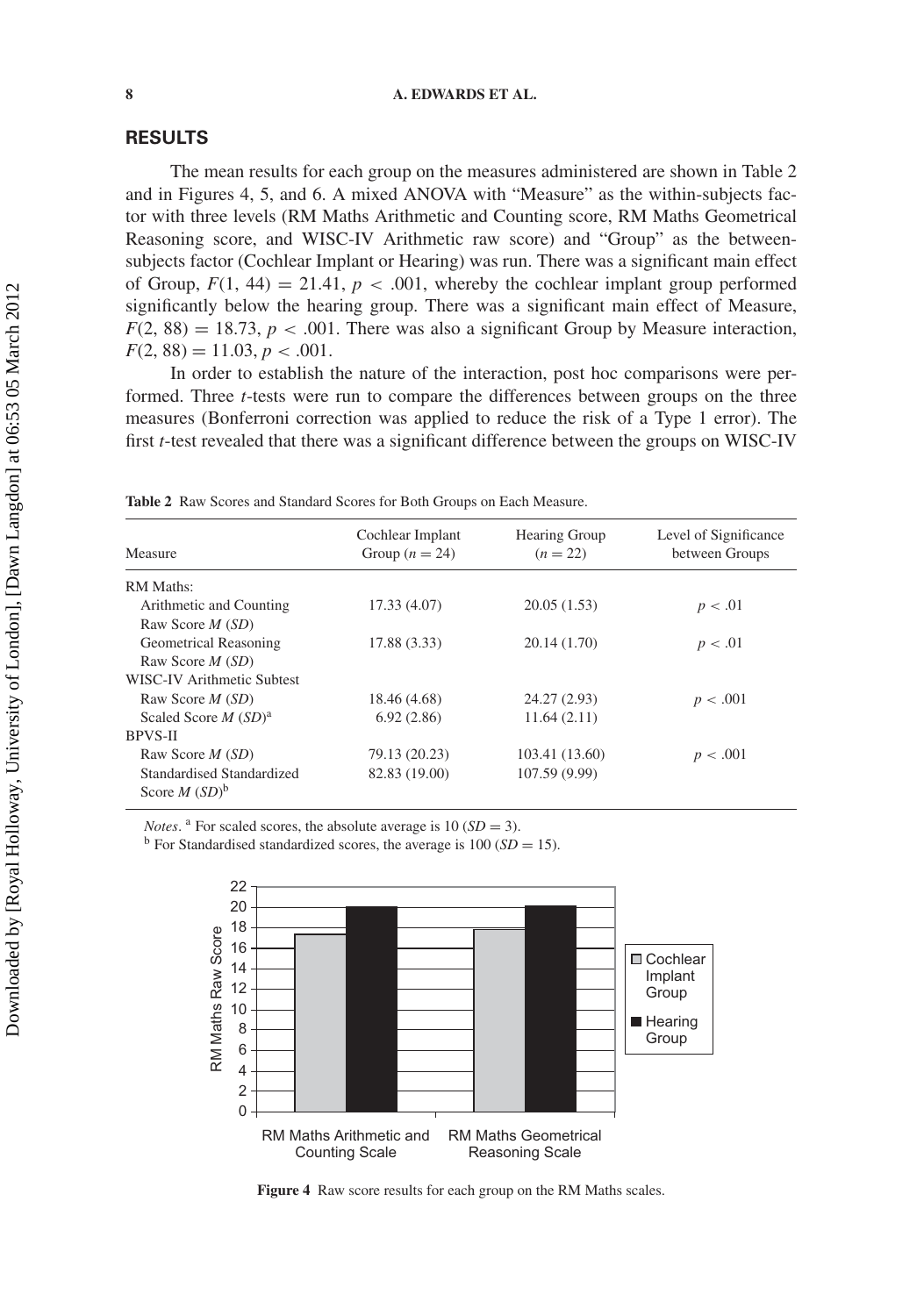## RESULTS

The mean results for each group on the measures administered are shown in Table 2 and in Figures 4, 5, and 6. A mixed ANOVA with "Measure" as the within-subjects factor with three levels (RM Maths Arithmetic and Counting score, RM Maths Geometrical Reasoning score, and WISC-IV Arithmetic raw score) and "Group" as the between-subjects factor (Cochlear Implant or Hearing) was run. There was a significant main effect of Group, $F(1, 44) = 21.41$, $p < .001$, whereby the cochlear implant group performed significantly below the hearing group. There was a significant main effect of Measure, $F(2, 88) = 18.73$, $p < .001$. There was also a significant Group by Measure interaction, $F(2, 88) = 11.03$, $p < .001$.

In order to establish the nature of the interaction, post hoc comparisons were performed. Three *t*-tests were run to compare the differences between groups on the three measures (Bonferroni correction was applied to reduce the risk of a Type 1 error). The first *t*-test revealed that there was a significant difference between the groups on WISC-IV

**Table 2** Raw Scores and Standard Scores for Both Groups on Each Measure.

| Measure | Cochlear Implant Group ($n = 24$) | Hearing Group ($n = 22$) | Level of Significance between Groups |
|---|---|---|---|
| RM Maths: | | | |
| Arithmetic and Counting Raw Score *M* (*SD*) | 17.33 (4.07) | 20.05 (1.53) | $p < .01$ |
| Geometrical Reasoning Raw Score *M* (*SD*) | 17.88 (3.33) | 20.14 (1.70) | $p < .01$ |
| WISC-IV Arithmetic Subtest | | | |
| Raw Score *M* (*SD*) | 18.46 (4.68) | 24.27 (2.93) | $p < .001$ |
| Scaled Score *M* (*SD*)[a] | 6.92 (2.86) | 11.64 (2.11) | |
| BPVS-II | | | |
| Raw Score *M* (*SD*) | 79.13 (20.23) | 103.41 (13.60) | $p < .001$ |
| Standardised Standardized Score *M* (*SD*)[b] | 82.83 (19.00) | 107.59 (9.99) | |

*Notes*. [a] For scaled scores, the absolute average is 10 ($SD = 3$).
[b] For Standardised standardized scores, the average is 100 ($SD = 15$).

**Figure 4** Raw score results for each group on the RM Maths scales.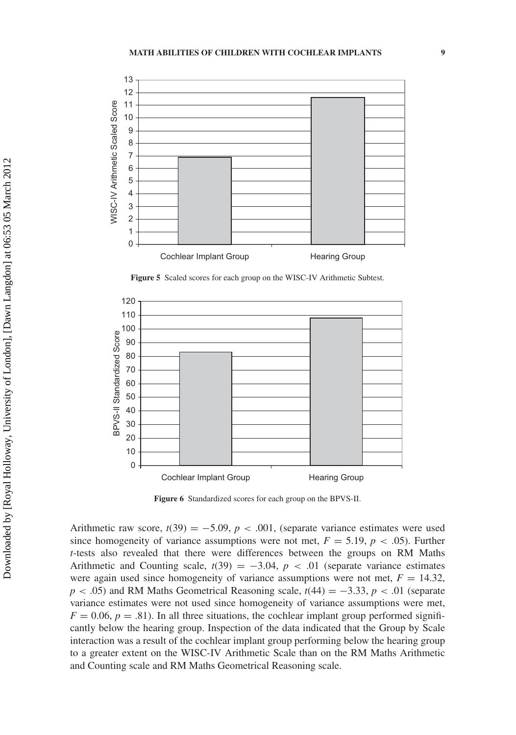Figure 5 Scaled scores for each group on the WISC-IV Arithmetic Subtest.

Figure 6 Standardized scores for each group on the BPVS-II.

Arithmetic raw score, $t(39) = -5.09$, $p < .001$, (separate variance estimates were used since homogeneity of variance assumptions were not met, $F = 5.19$, $p < .05$). Further *t*-tests also revealed that there were differences between the groups on RM Maths Arithmetic and Counting scale, $t(39) = -3.04$, $p < .01$ (separate variance estimates were again used since homogeneity of variance assumptions were not met, $F = 14.32$, $p < .05$) and RM Maths Geometrical Reasoning scale, $t(44) = -3.33$, $p < .01$ (separate variance estimates were not used since homogeneity of variance assumptions were met, $F = 0.06$, $p = .81$). In all three situations, the cochlear implant group performed significantly below the hearing group. Inspection of the data indicated that the Group by Scale interaction was a result of the cochlear implant group performing below the hearing group to a greater extent on the WISC-IV Arithmetic Scale than on the RM Maths Arithmetic and Counting scale and RM Maths Geometrical Reasoning scale.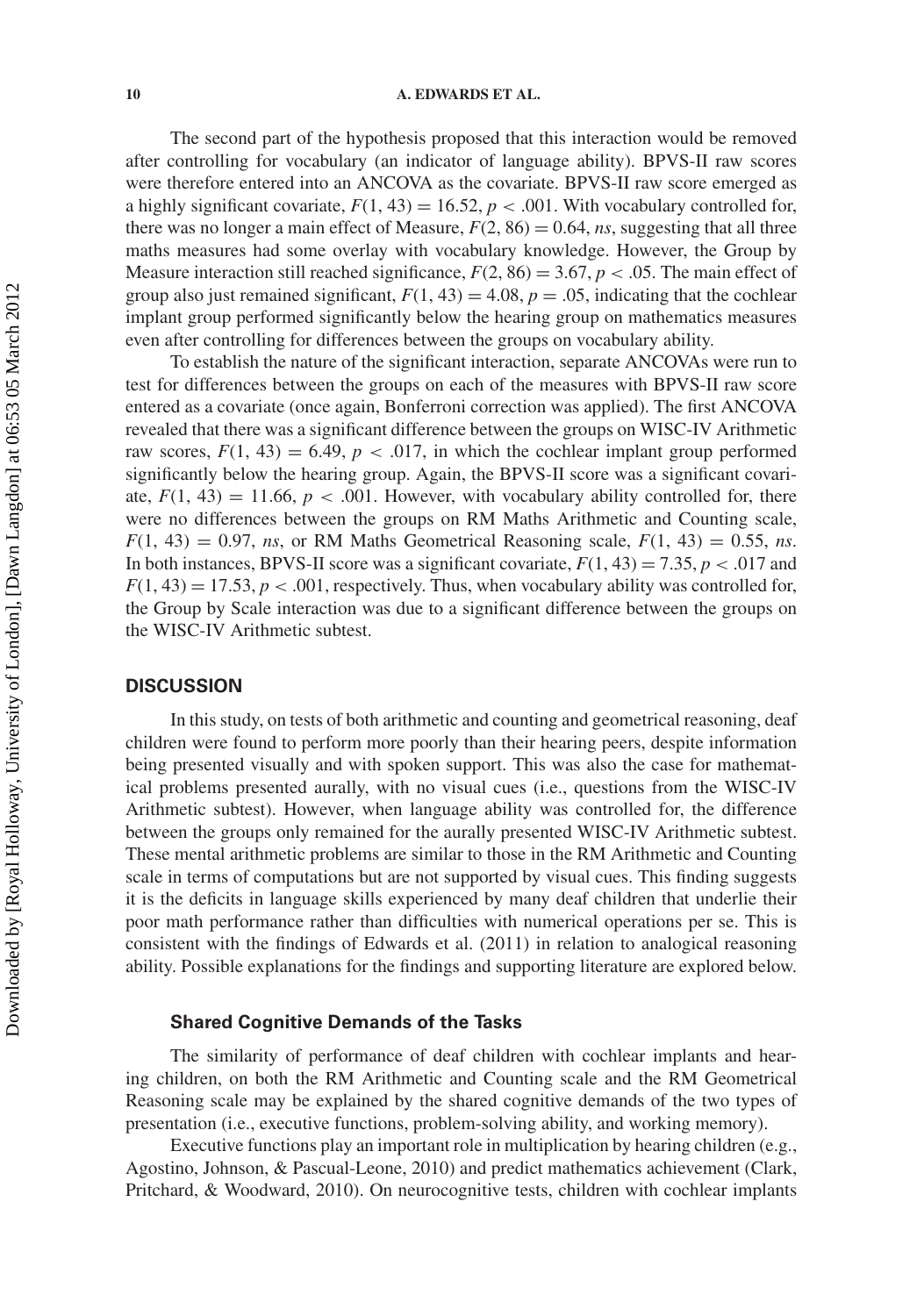The second part of the hypothesis proposed that this interaction would be removed after controlling for vocabulary (an indicator of language ability). BPVS-II raw scores were therefore entered into an ANCOVA as the covariate. BPVS-II raw score emerged as a highly significant covariate, $F(1, 43) = 16.52$, $p < .001$. With vocabulary controlled for, there was no longer a main effect of Measure, $F(2, 86) = 0.64$, *ns*, suggesting that all three maths measures had some overlay with vocabulary knowledge. However, the Group by Measure interaction still reached significance, $F(2, 86) = 3.67$, $p < .05$. The main effect of group also just remained significant, $F(1, 43) = 4.08$, $p = .05$, indicating that the cochlear implant group performed significantly below the hearing group on mathematics measures even after controlling for differences between the groups on vocabulary ability.

To establish the nature of the significant interaction, separate ANCOVAs were run to test for differences between the groups on each of the measures with BPVS-II raw score entered as a covariate (once again, Bonferroni correction was applied). The first ANCOVA revealed that there was a significant difference between the groups on WISC-IV Arithmetic raw scores, $F(1, 43) = 6.49$, $p < .017$, in which the cochlear implant group performed significantly below the hearing group. Again, the BPVS-II score was a significant covariate, $F(1, 43) = 11.66$, $p < .001$. However, with vocabulary ability controlled for, there were no differences between the groups on RM Maths Arithmetic and Counting scale, $F(1, 43) = 0.97$, *ns*, or RM Maths Geometrical Reasoning scale, $F(1, 43) = 0.55$, *ns*. In both instances, BPVS-II score was a significant covariate, $F(1, 43) = 7.35$, $p < .017$ and $F(1, 43) = 17.53$, $p < .001$, respectively. Thus, when vocabulary ability was controlled for, the Group by Scale interaction was due to a significant difference between the groups on the WISC-IV Arithmetic subtest.

## DISCUSSION

In this study, on tests of both arithmetic and counting and geometrical reasoning, deaf children were found to perform more poorly than their hearing peers, despite information being presented visually and with spoken support. This was also the case for mathematical problems presented aurally, with no visual cues (i.e., questions from the WISC-IV Arithmetic subtest). However, when language ability was controlled for, the difference between the groups only remained for the aurally presented WISC-IV Arithmetic subtest. These mental arithmetic problems are similar to those in the RM Arithmetic and Counting scale in terms of computations but are not supported by visual cues. This finding suggests it is the deficits in language skills experienced by many deaf children that underlie their poor math performance rather than difficulties with numerical operations per se. This is consistent with the findings of Edwards et al. (2011) in relation to analogical reasoning ability. Possible explanations for the findings and supporting literature are explored below.

### Shared Cognitive Demands of the Tasks

The similarity of performance of deaf children with cochlear implants and hearing children, on both the RM Arithmetic and Counting scale and the RM Geometrical Reasoning scale may be explained by the shared cognitive demands of the two types of presentation (i.e., executive functions, problem-solving ability, and working memory).

Executive functions play an important role in multiplication by hearing children (e.g., Agostino, Johnson, & Pascual-Leone, 2010) and predict mathematics achievement (Clark, Pritchard, & Woodward, 2010). On neurocognitive tests, children with cochlear implants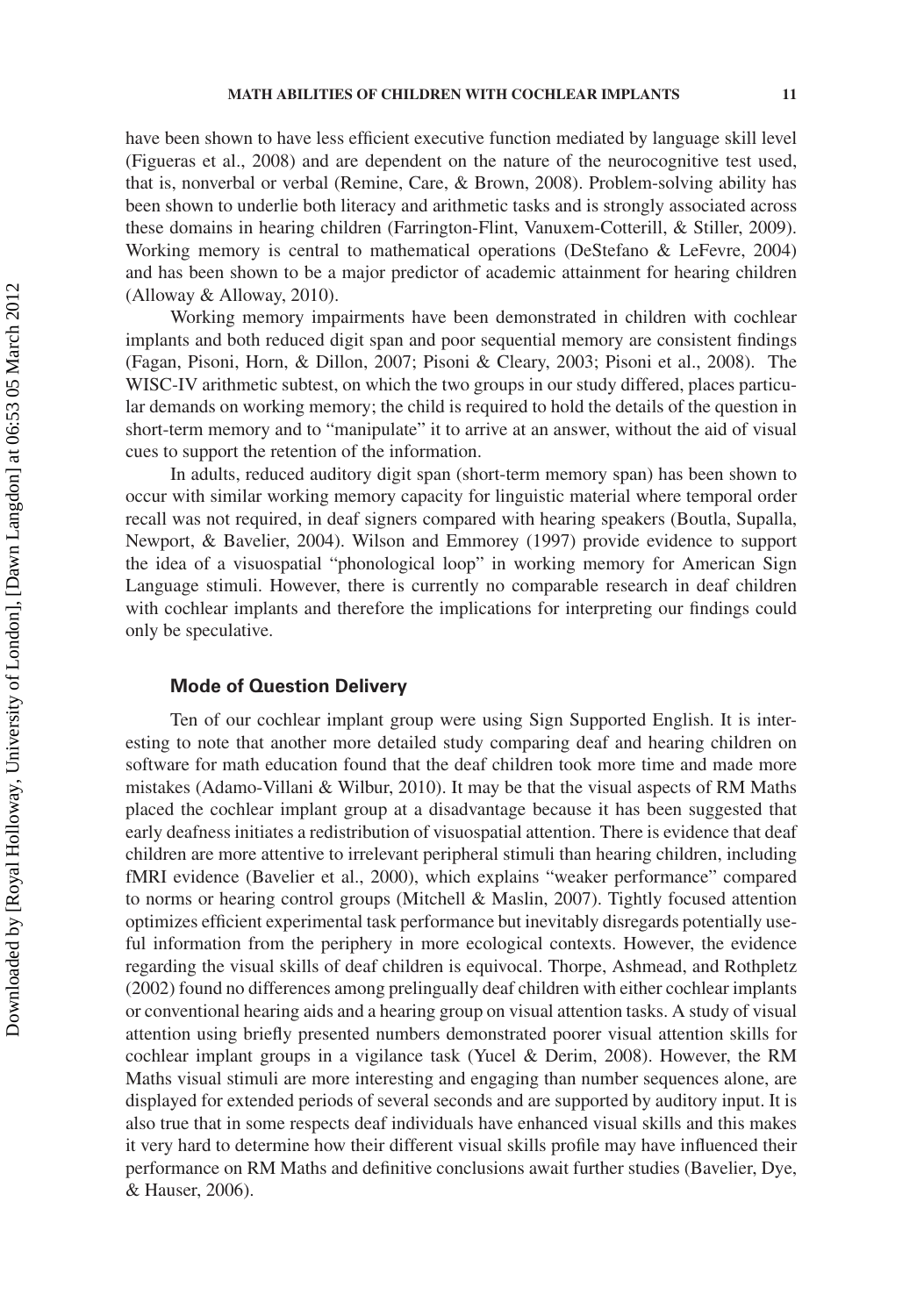have been shown to have less efficient executive function mediated by language skill level (Figueras et al., 2008) and are dependent on the nature of the neurocognitive test used, that is, nonverbal or verbal (Remine, Care, & Brown, 2008). Problem-solving ability has been shown to underlie both literacy and arithmetic tasks and is strongly associated across these domains in hearing children (Farrington-Flint, Vanuxem-Cotterill, & Stiller, 2009). Working memory is central to mathematical operations (DeStefano & LeFevre, 2004) and has been shown to be a major predictor of academic attainment for hearing children (Alloway & Alloway, 2010).

Working memory impairments have been demonstrated in children with cochlear implants and both reduced digit span and poor sequential memory are consistent findings (Fagan, Pisoni, Horn, & Dillon, 2007; Pisoni & Cleary, 2003; Pisoni et al., 2008). The WISC-IV arithmetic subtest, on which the two groups in our study differed, places particular demands on working memory; the child is required to hold the details of the question in short-term memory and to "manipulate" it to arrive at an answer, without the aid of visual cues to support the retention of the information.

In adults, reduced auditory digit span (short-term memory span) has been shown to occur with similar working memory capacity for linguistic material where temporal order recall was not required, in deaf signers compared with hearing speakers (Boutla, Supalla, Newport, & Bavelier, 2004). Wilson and Emmorey (1997) provide evidence to support the idea of a visuospatial "phonological loop" in working memory for American Sign Language stimuli. However, there is currently no comparable research in deaf children with cochlear implants and therefore the implications for interpreting our findings could only be speculative.

### Mode of Question Delivery

Ten of our cochlear implant group were using Sign Supported English. It is interesting to note that another more detailed study comparing deaf and hearing children on software for math education found that the deaf children took more time and made more mistakes (Adamo-Villani & Wilbur, 2010). It may be that the visual aspects of RM Maths placed the cochlear implant group at a disadvantage because it has been suggested that early deafness initiates a redistribution of visuospatial attention. There is evidence that deaf children are more attentive to irrelevant peripheral stimuli than hearing children, including fMRI evidence (Bavelier et al., 2000), which explains "weaker performance" compared to norms or hearing control groups (Mitchell & Maslin, 2007). Tightly focused attention optimizes efficient experimental task performance but inevitably disregards potentially useful information from the periphery in more ecological contexts. However, the evidence regarding the visual skills of deaf children is equivocal. Thorpe, Ashmead, and Rothpletz (2002) found no differences among prelingually deaf children with either cochlear implants or conventional hearing aids and a hearing group on visual attention tasks. A study of visual attention using briefly presented numbers demonstrated poorer visual attention skills for cochlear implant groups in a vigilance task (Yucel & Derim, 2008). However, the RM Maths visual stimuli are more interesting and engaging than number sequences alone, are displayed for extended periods of several seconds and are supported by auditory input. It is also true that in some respects deaf individuals have enhanced visual skills and this makes it very hard to determine how their different visual skills profile may have influenced their performance on RM Maths and definitive conclusions await further studies (Bavelier, Dye, & Hauser, 2006).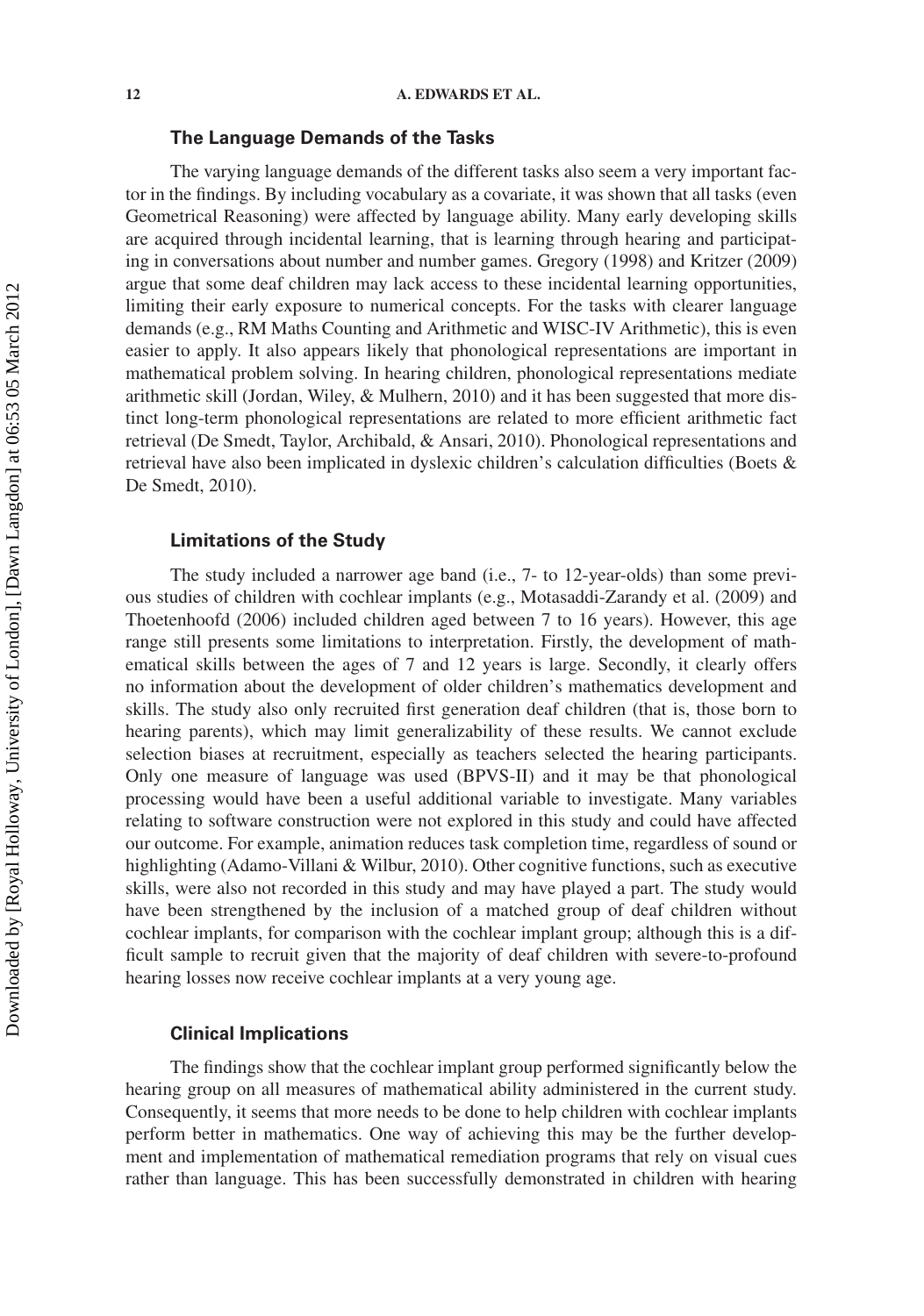### The Language Demands of the Tasks

The varying language demands of the different tasks also seem a very important factor in the findings. By including vocabulary as a covariate, it was shown that all tasks (even Geometrical Reasoning) were affected by language ability. Many early developing skills are acquired through incidental learning, that is learning through hearing and participating in conversations about number and number games. Gregory (1998) and Kritzer (2009) argue that some deaf children may lack access to these incidental learning opportunities, limiting their early exposure to numerical concepts. For the tasks with clearer language demands (e.g., RM Maths Counting and Arithmetic and WISC-IV Arithmetic), this is even easier to apply. It also appears likely that phonological representations are important in mathematical problem solving. In hearing children, phonological representations mediate arithmetic skill (Jordan, Wiley, & Mulhern, 2010) and it has been suggested that more distinct long-term phonological representations are related to more efficient arithmetic fact retrieval (De Smedt, Taylor, Archibald, & Ansari, 2010). Phonological representations and retrieval have also been implicated in dyslexic children's calculation difficulties (Boets & De Smedt, 2010).

### Limitations of the Study

The study included a narrower age band (i.e., 7- to 12-year-olds) than some previous studies of children with cochlear implants (e.g., Motasaddi-Zarandy et al. (2009) and Thoetenhoofd (2006) included children aged between 7 to 16 years). However, this age range still presents some limitations to interpretation. Firstly, the development of mathematical skills between the ages of 7 and 12 years is large. Secondly, it clearly offers no information about the development of older children's mathematics development and skills. The study also only recruited first generation deaf children (that is, those born to hearing parents), which may limit generalizability of these results. We cannot exclude selection biases at recruitment, especially as teachers selected the hearing participants. Only one measure of language was used (BPVS-II) and it may be that phonological processing would have been a useful additional variable to investigate. Many variables relating to software construction were not explored in this study and could have affected our outcome. For example, animation reduces task completion time, regardless of sound or highlighting (Adamo-Villani & Wilbur, 2010). Other cognitive functions, such as executive skills, were also not recorded in this study and may have played a part. The study would have been strengthened by the inclusion of a matched group of deaf children without cochlear implants, for comparison with the cochlear implant group; although this is a difficult sample to recruit given that the majority of deaf children with severe-to-profound hearing losses now receive cochlear implants at a very young age.

### Clinical Implications

The findings show that the cochlear implant group performed significantly below the hearing group on all measures of mathematical ability administered in the current study. Consequently, it seems that more needs to be done to help children with cochlear implants perform better in mathematics. One way of achieving this may be the further development and implementation of mathematical remediation programs that rely on visual cues rather than language. This has been successfully demonstrated in children with hearing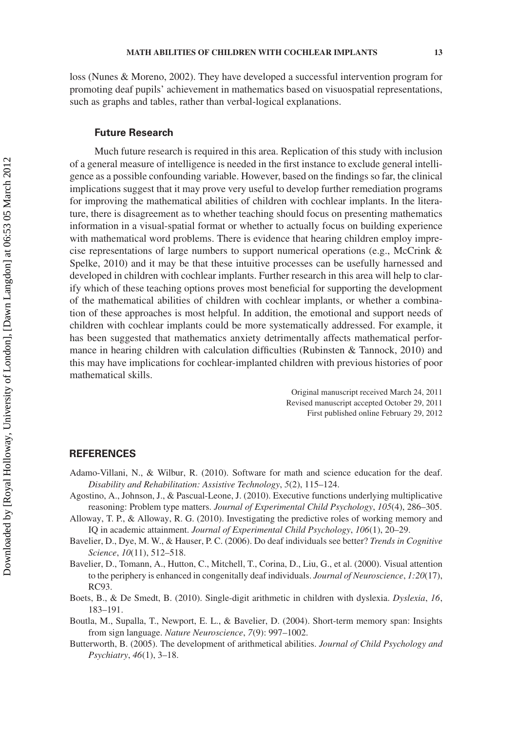loss (Nunes & Moreno, 2002). They have developed a successful intervention program for promoting deaf pupils' achievement in mathematics based on visuospatial representations, such as graphs and tables, rather than verbal-logical explanations.

### Future Research

Much future research is required in this area. Replication of this study with inclusion of a general measure of intelligence is needed in the first instance to exclude general intelligence as a possible confounding variable. However, based on the findings so far, the clinical implications suggest that it may prove very useful to develop further remediation programs for improving the mathematical abilities of children with cochlear implants. In the literature, there is disagreement as to whether teaching should focus on presenting mathematics information in a visual-spatial format or whether to actually focus on building experience with mathematical word problems. There is evidence that hearing children employ imprecise representations of large numbers to support numerical operations (e.g., McCrink & Spelke, 2010) and it may be that these intuitive processes can be usefully harnessed and developed in children with cochlear implants. Further research in this area will help to clarify which of these teaching options proves most beneficial for supporting the development of the mathematical abilities of children with cochlear implants, or whether a combination of these approaches is most helpful. In addition, the emotional and support needs of children with cochlear implants could be more systematically addressed. For example, it has been suggested that mathematics anxiety detrimentally affects mathematical performance in hearing children with calculation difficulties (Rubinsten & Tannock, 2010) and this may have implications for cochlear-implanted children with previous histories of poor mathematical skills.

Original manuscript received March 24, 2011
Revised manuscript accepted October 29, 2011
First published online February 29, 2012

## REFERENCES

Adamo-Villani, N., & Wilbur, R. (2010). Software for math and science education for the deaf. *Disability and Rehabilitation: Assistive Technology*, *5*(2), 115–124.

Agostino, A., Johnson, J., & Pascual-Leone, J. (2010). Executive functions underlying multiplicative reasoning: Problem type matters. *Journal of Experimental Child Psychology*, *105*(4), 286–305.

Alloway, T. P., & Alloway, R. G. (2010). Investigating the predictive roles of working memory and IQ in academic attainment. *Journal of Experimental Child Psychology*, *106*(1), 20–29.

Bavelier, D., Dye, M. W., & Hauser, P. C. (2006). Do deaf individuals see better? *Trends in Cognitive Science*, *10*(11), 512–518.

Bavelier, D., Tomann, A., Hutton, C., Mitchell, T., Corina, D., Liu, G., et al. (2000). Visual attention to the periphery is enhanced in congenitally deaf individuals. *Journal of Neuroscience*, *1:20*(17), RC93.

Boets, B., & De Smedt, B. (2010). Single-digit arithmetic in children with dyslexia. *Dyslexia*, *16*, 183–191.

Boutla, M., Supalla, T., Newport, E. L., & Bavelier, D. (2004). Short-term memory span: Insights from sign language. *Nature Neuroscience*, *7*(9): 997–1002.

Butterworth, B. (2005). The development of arithmetical abilities. *Journal of Child Psychology and Psychiatry*, *46*(1), 3–18.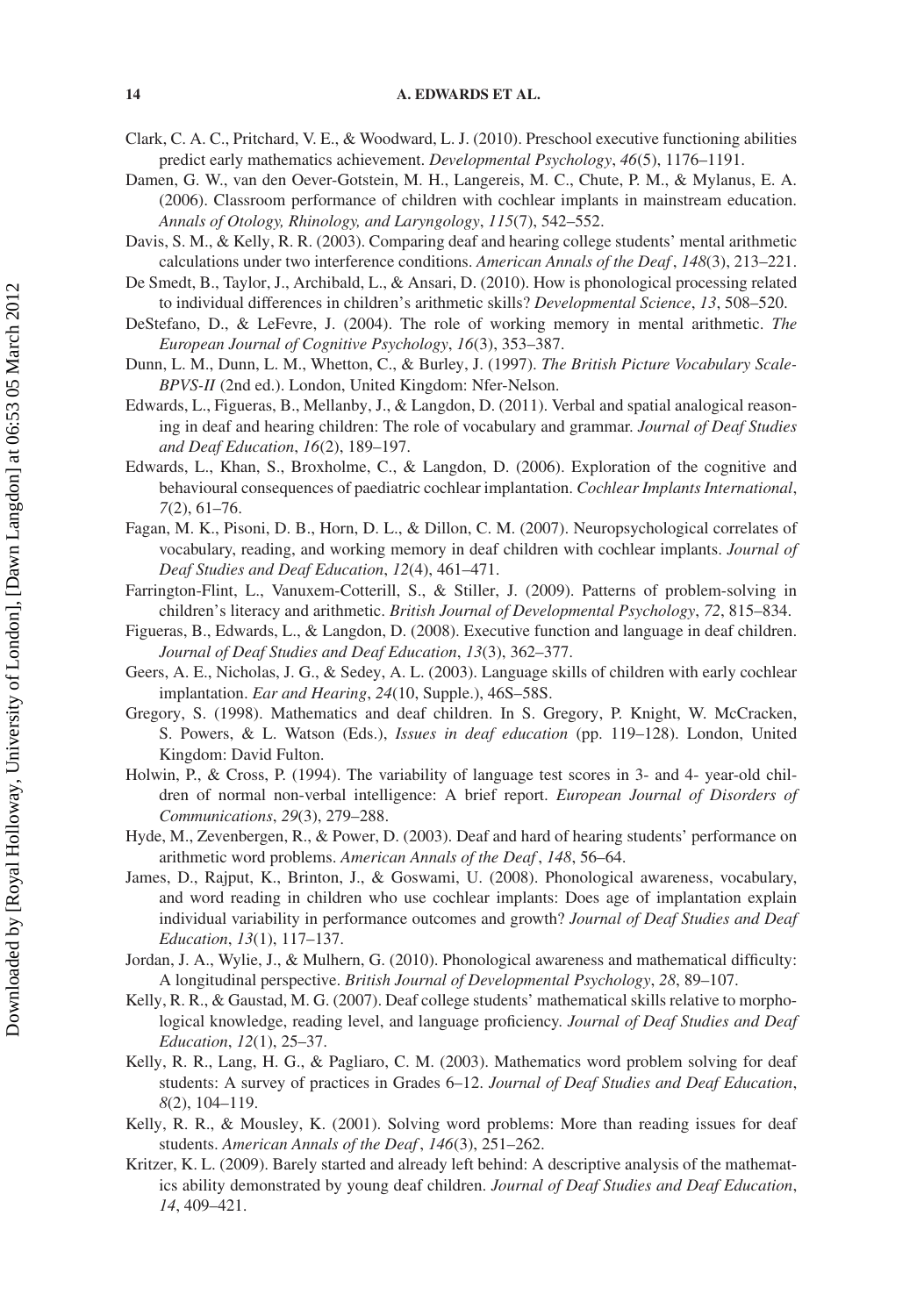Clark, C. A. C., Pritchard, V. E., & Woodward, L. J. (2010). Preschool executive functioning abilities predict early mathematics achievement. *Developmental Psychology*, *46*(5), 1176–1191.

Damen, G. W., van den Oever-Gotstein, M. H., Langereis, M. C., Chute, P. M., & Mylanus, E. A. (2006). Classroom performance of children with cochlear implants in mainstream education. *Annals of Otology, Rhinology, and Laryngology*, *115*(7), 542–552.

Davis, S. M., & Kelly, R. R. (2003). Comparing deaf and hearing college students' mental arithmetic calculations under two interference conditions. *American Annals of the Deaf*, *148*(3), 213–221.

De Smedt, B., Taylor, J., Archibald, L., & Ansari, D. (2010). How is phonological processing related to individual differences in children's arithmetic skills? *Developmental Science*, *13*, 508–520.

DeStefano, D., & LeFevre, J. (2004). The role of working memory in mental arithmetic. *The European Journal of Cognitive Psychology*, *16*(3), 353–387.

Dunn, L. M., Dunn, L. M., Whetton, C., & Burley, J. (1997). *The British Picture Vocabulary Scale-BPVS-II* (2nd ed.). London, United Kingdom: Nfer-Nelson.

Edwards, L., Figueras, B., Mellanby, J., & Langdon, D. (2011). Verbal and spatial analogical reasoning in deaf and hearing children: The role of vocabulary and grammar. *Journal of Deaf Studies and Deaf Education*, *16*(2), 189–197.

Edwards, L., Khan, S., Broxholme, C., & Langdon, D. (2006). Exploration of the cognitive and behavioural consequences of paediatric cochlear implantation. *Cochlear Implants International*, *7*(2), 61–76.

Fagan, M. K., Pisoni, D. B., Horn, D. L., & Dillon, C. M. (2007). Neuropsychological correlates of vocabulary, reading, and working memory in deaf children with cochlear implants. *Journal of Deaf Studies and Deaf Education*, *12*(4), 461–471.

Farrington-Flint, L., Vanuxem-Cotterill, S., & Stiller, J. (2009). Patterns of problem-solving in children's literacy and arithmetic. *British Journal of Developmental Psychology*, *72*, 815–834.

Figueras, B., Edwards, L., & Langdon, D. (2008). Executive function and language in deaf children. *Journal of Deaf Studies and Deaf Education*, *13*(3), 362–377.

Geers, A. E., Nicholas, J. G., & Sedey, A. L. (2003). Language skills of children with early cochlear implantation. *Ear and Hearing*, *24*(10, Supple.), 46S–58S.

Gregory, S. (1998). Mathematics and deaf children. In S. Gregory, P. Knight, W. McCracken, S. Powers, & L. Watson (Eds.), *Issues in deaf education* (pp. 119–128). London, United Kingdom: David Fulton.

Holwin, P., & Cross, P. (1994). The variability of language test scores in 3- and 4- year-old children of normal non-verbal intelligence: A brief report. *European Journal of Disorders of Communications*, *29*(3), 279–288.

Hyde, M., Zevenbergen, R., & Power, D. (2003). Deaf and hard of hearing students' performance on arithmetic word problems. *American Annals of the Deaf*, *148*, 56–64.

James, D., Rajput, K., Brinton, J., & Goswami, U. (2008). Phonological awareness, vocabulary, and word reading in children who use cochlear implants: Does age of implantation explain individual variability in performance outcomes and growth? *Journal of Deaf Studies and Deaf Education*, *13*(1), 117–137.

Jordan, J. A., Wylie, J., & Mulhern, G. (2010). Phonological awareness and mathematical difficulty: A longitudinal perspective. *British Journal of Developmental Psychology*, *28*, 89–107.

Kelly, R. R., & Gaustad, M. G. (2007). Deaf college students' mathematical skills relative to morphological knowledge, reading level, and language proficiency. *Journal of Deaf Studies and Deaf Education*, *12*(1), 25–37.

Kelly, R. R., Lang, H. G., & Pagliaro, C. M. (2003). Mathematics word problem solving for deaf students: A survey of practices in Grades 6–12. *Journal of Deaf Studies and Deaf Education*, *8*(2), 104–119.

Kelly, R. R., & Mousley, K. (2001). Solving word problems: More than reading issues for deaf students. *American Annals of the Deaf*, *146*(3), 251–262.

Kritzer, K. L. (2009). Barely started and already left behind: A descriptive analysis of the mathematics ability demonstrated by young deaf children. *Journal of Deaf Studies and Deaf Education*, *14*, 409–421.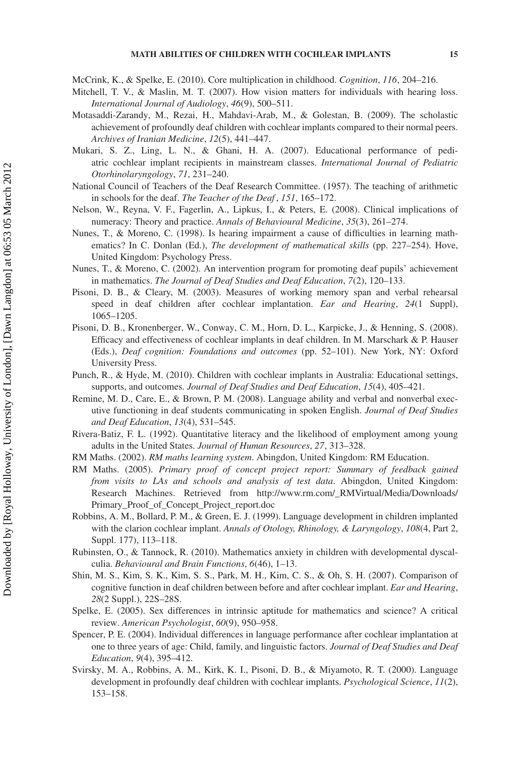McCrink, K., & Spelke, E. (2010). Core multiplication in childhood. *Cognition*, *116*, 204–216.

Mitchell, T. V., & Maslin, M. T. (2007). How vision matters for individuals with hearing loss. *International Journal of Audiology*, *46*(9), 500–511.

Motasaddi-Zarandy, M., Rezai, H., Mahdavi-Arab, M., & Golestan, B. (2009). The scholastic achievement of profoundly deaf children with cochlear implants compared to their normal peers. *Archives of Iranian Medicine*, *12*(5), 441–447.

Mukari, S. Z., Ling, L. N., & Ghani, H. A. (2007). Educational performance of pediatric cochlear implant recipients in mainstream classes. *International Journal of Pediatric Otorhinolaryngology*, *71*, 231–240.

National Council of Teachers of the Deaf Research Committee. (1957). The teaching of arithmetic in schools for the deaf. *The Teacher of the Deaf*, *151*, 165–172.

Nelson, W., Reyna, V. F., Fagerlin, A., Lipkus, I., & Peters, E. (2008). Clinical implications of numeracy: Theory and practice. *Annals of Behavioural Medicine*, *35*(3), 261–274.

Nunes, T., & Moreno, C. (1998). Is hearing impairment a cause of difficulties in learning mathematics? In C. Donlan (Ed.), *The development of mathematical skills* (pp. 227–254). Hove, United Kingdom: Psychology Press.

Nunes, T., & Moreno, C. (2002). An intervention program for promoting deaf pupils' achievement in mathematics. *The Journal of Deaf Studies and Deaf Education*, *7*(2), 120–133.

Pisoni, D. B., & Cleary, M. (2003). Measures of working memory span and verbal rehearsal speed in deaf children after cochlear implantation. *Ear and Hearing*, *24*(1 Suppl), 1065–1205.

Pisoni, D. B., Kronenberger, W., Conway, C. M., Horn, D. L., Karpicke, J., & Henning, S. (2008). Efficacy and effectiveness of cochlear implants in deaf children. In M. Marschark & P. Hauser (Eds.), *Deaf cognition: Foundations and outcomes* (pp. 52–101). New York, NY: Oxford University Press.

Punch, R., & Hyde, M. (2010). Children with cochlear implants in Australia: Educational settings, supports, and outcomes. *Journal of Deaf Studies and Deaf Education*, *15*(4), 405–421.

Remine, M. D., Care, E., & Brown, P. M. (2008). Language ability and verbal and nonverbal executive functioning in deaf students communicating in spoken English. *Journal of Deaf Studies and Deaf Education*, *13*(4), 531–545.

Rivera-Batiz, F. L. (1992). Quantitative literacy and the likelihood of employment among young adults in the United States. *Journal of Human Resources*, *27*, 313–328.

RM Maths. (2002). *RM maths learning system*. Abingdon, United Kingdom: RM Education.

RM Maths. (2005). *Primary proof of concept project report: Summary of feedback gained from visits to LAs and schools and analysis of test data*. Abingdon, United Kingdom: Research Machines. Retrieved from http://www.rm.com/_RMVirtual/Media/Downloads/Primary_Proof_of_Concept_Project_report.doc

Robbins, A. M., Bollard, P. M., & Green, E. J. (1999). Language development in children implanted with the clarion cochlear implant. *Annals of Otology, Rhinology, & Laryngology*, *108*(4, Part 2, Suppl. 177), 113–118.

Rubinsten, O., & Tannock, R. (2010). Mathematics anxiety in children with developmental dyscalculia. *Behavioural and Brain Functions*, *6*(46), 1–13.

Shin, M. S., Kim, S. K., Kim, S. S., Park, M. H., Kim, C. S., & Oh, S. H. (2007). Comparison of cognitive function in deaf children between before and after cochlear implant. *Ear and Hearing*, *28*(2 Suppl.), 22S–28S.

Spelke, E. (2005). Sex differences in intrinsic aptitude for mathematics and science? A critical review. *American Psychologist*, *60*(9), 950–958.

Spencer, P. E. (2004). Individual differences in language performance after cochlear implantation at one to three years of age: Child, family, and linguistic factors. *Journal of Deaf Studies and Deaf Education*, *9*(4), 395–412.

Svirsky, M. A., Robbins, A. M., Kirk, K. I., Pisoni, D. B., & Miyamoto, R. T. (2000). Language development in profoundly deaf children with cochlear implants. *Psychological Science*, *11*(2), 153–158.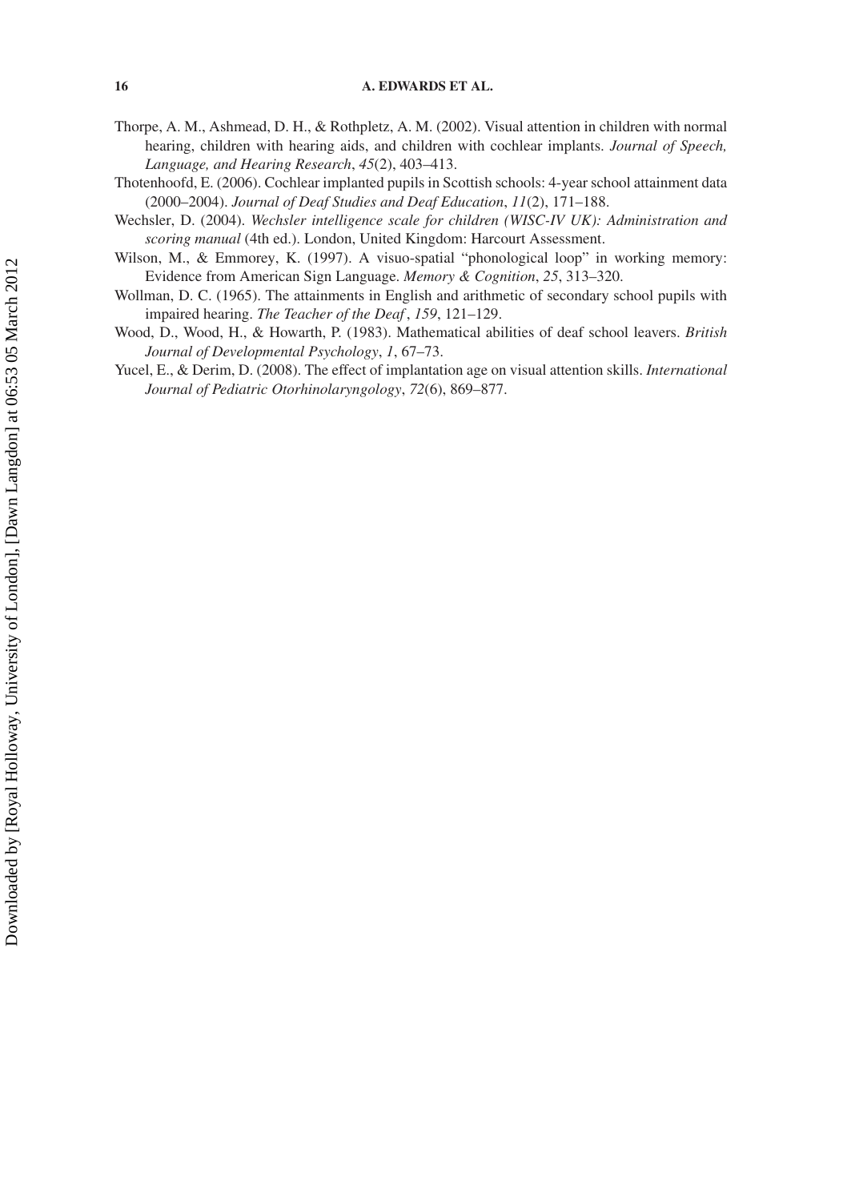Thorpe, A. M., Ashmead, D. H., & Rothpletz, A. M. (2002). Visual attention in children with normal hearing, children with hearing aids, and children with cochlear implants. *Journal of Speech, Language, and Hearing Research*, *45*(2), 403–413.

Thotenhoofd, E. (2006). Cochlear implanted pupils in Scottish schools: 4-year school attainment data (2000–2004). *Journal of Deaf Studies and Deaf Education*, *11*(2), 171–188.

Wechsler, D. (2004). *Wechsler intelligence scale for children (WISC-IV UK): Administration and scoring manual* (4th ed.). London, United Kingdom: Harcourt Assessment.

Wilson, M., & Emmorey, K. (1997). A visuo-spatial "phonological loop" in working memory: Evidence from American Sign Language. *Memory & Cognition*, *25*, 313–320.

Wollman, D. C. (1965). The attainments in English and arithmetic of secondary school pupils with impaired hearing. *The Teacher of the Deaf*, *159*, 121–129.

Wood, D., Wood, H., & Howarth, P. (1983). Mathematical abilities of deaf school leavers. *British Journal of Developmental Psychology*, *1*, 67–73.

Yucel, E., & Derim, D. (2008). The effect of implantation age on visual attention skills. *International Journal of Pediatric Otorhinolaryngology*, *72*(6), 869–877.